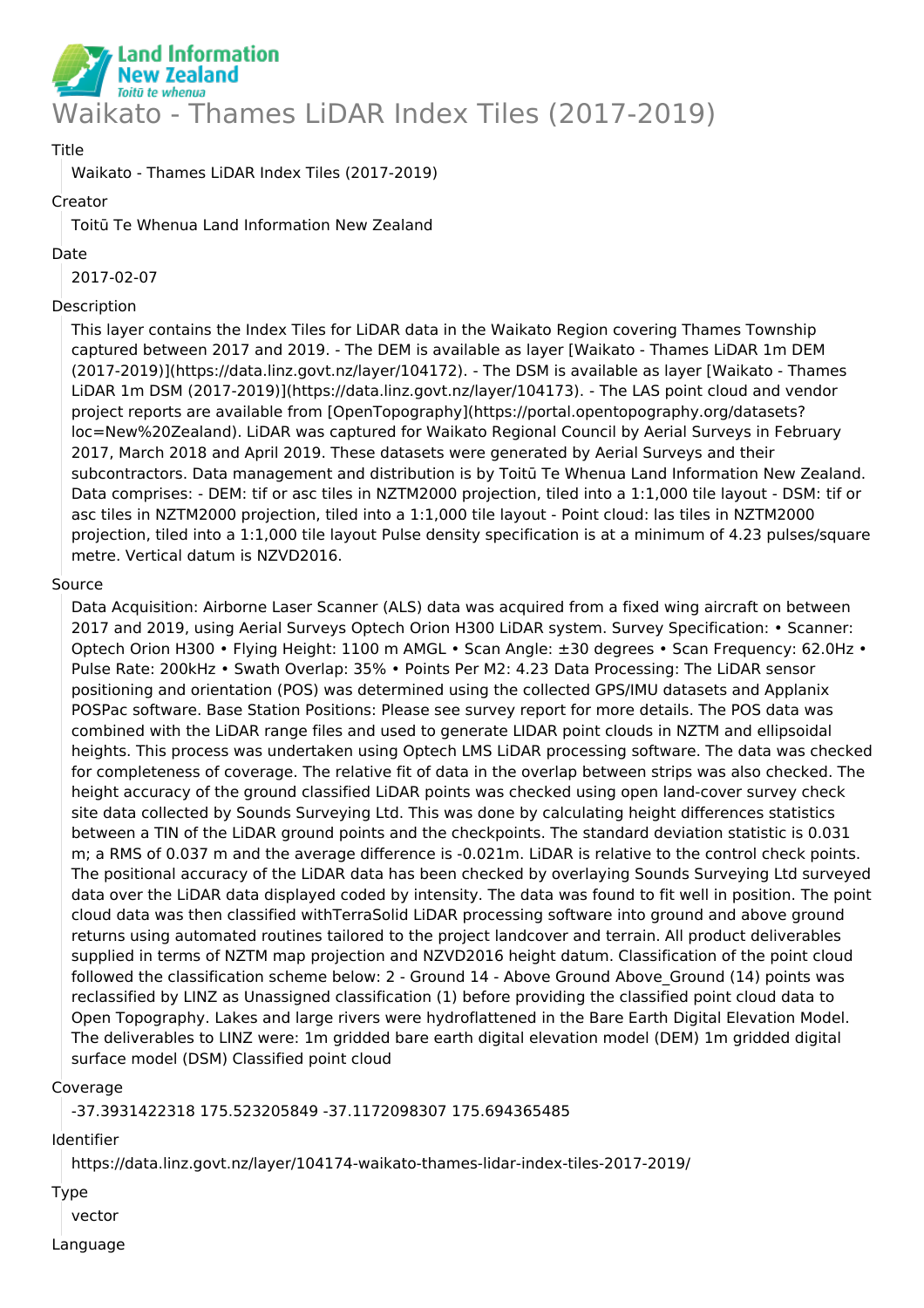Land Information New Zealand
*Toitū te whenua*

# Waikato - Thames LiDAR Index Tiles (2017-2019)

Title

Waikato - Thames LiDAR Index Tiles (2017-2019)

Creator

Toitū Te Whenua Land Information New Zealand

Date

2017-02-07

Description

This layer contains the Index Tiles for LiDAR data in the Waikato Region covering Thames Township captured between 2017 and 2019. - The DEM is available as layer [Waikato - Thames LiDAR 1m DEM (2017-2019)](https://data.linz.govt.nz/layer/104172). - The DSM is available as layer [Waikato - Thames LiDAR 1m DSM (2017-2019)](https://data.linz.govt.nz/layer/104173). - The LAS point cloud and vendor project reports are available from [OpenTopography](https://portal.opentopography.org/datasets?loc=New%20Zealand). LiDAR was captured for Waikato Regional Council by Aerial Surveys in February 2017, March 2018 and April 2019. These datasets were generated by Aerial Surveys and their subcontractors. Data management and distribution is by Toitū Te Whenua Land Information New Zealand. Data comprises: - DEM: tif or asc tiles in NZTM2000 projection, tiled into a 1:1,000 tile layout - DSM: tif or asc tiles in NZTM2000 projection, tiled into a 1:1,000 tile layout - Point cloud: las tiles in NZTM2000 projection, tiled into a 1:1,000 tile layout Pulse density specification is at a minimum of 4.23 pulses/square metre. Vertical datum is NZVD2016.

Source

Data Acquisition: Airborne Laser Scanner (ALS) data was acquired from a fixed wing aircraft on between 2017 and 2019, using Aerial Surveys Optech Orion H300 LiDAR system. Survey Specification: • Scanner: Optech Orion H300 • Flying Height: 1100 m AMGL • Scan Angle: ±30 degrees • Scan Frequency: 62.0Hz • Pulse Rate: 200kHz • Swath Overlap: 35% • Points Per M2: 4.23 Data Processing: The LiDAR sensor positioning and orientation (POS) was determined using the collected GPS/IMU datasets and Applanix POSPac software. Base Station Positions: Please see survey report for more details. The POS data was combined with the LiDAR range files and used to generate LIDAR point clouds in NZTM and ellipsoidal heights. This process was undertaken using Optech LMS LiDAR processing software. The data was checked for completeness of coverage. The relative fit of data in the overlap between strips was also checked. The height accuracy of the ground classified LiDAR points was checked using open land-cover survey check site data collected by Sounds Surveying Ltd. This was done by calculating height differences statistics between a TIN of the LiDAR ground points and the checkpoints. The standard deviation statistic is 0.031 m; a RMS of 0.037 m and the average difference is -0.021m. LiDAR is relative to the control check points. The positional accuracy of the LiDAR data has been checked by overlaying Sounds Surveying Ltd surveyed data over the LiDAR data displayed coded by intensity. The data was found to fit well in position. The point cloud data was then classified withTerraSolid LiDAR processing software into ground and above ground returns using automated routines tailored to the project landcover and terrain. All product deliverables supplied in terms of NZTM map projection and NZVD2016 height datum. Classification of the point cloud followed the classification scheme below: 2 - Ground 14 - Above Ground Above_Ground (14) points was reclassified by LINZ as Unassigned classification (1) before providing the classified point cloud data to Open Topography. Lakes and large rivers were hydroflattened in the Bare Earth Digital Elevation Model. The deliverables to LINZ were: 1m gridded bare earth digital elevation model (DEM) 1m gridded digital surface model (DSM) Classified point cloud

Coverage

-37.3931422318 175.523205849 -37.1172098307 175.694365485

Identifier

https://data.linz.govt.nz/layer/104174-waikato-thames-lidar-index-tiles-2017-2019/

Type

vector

Language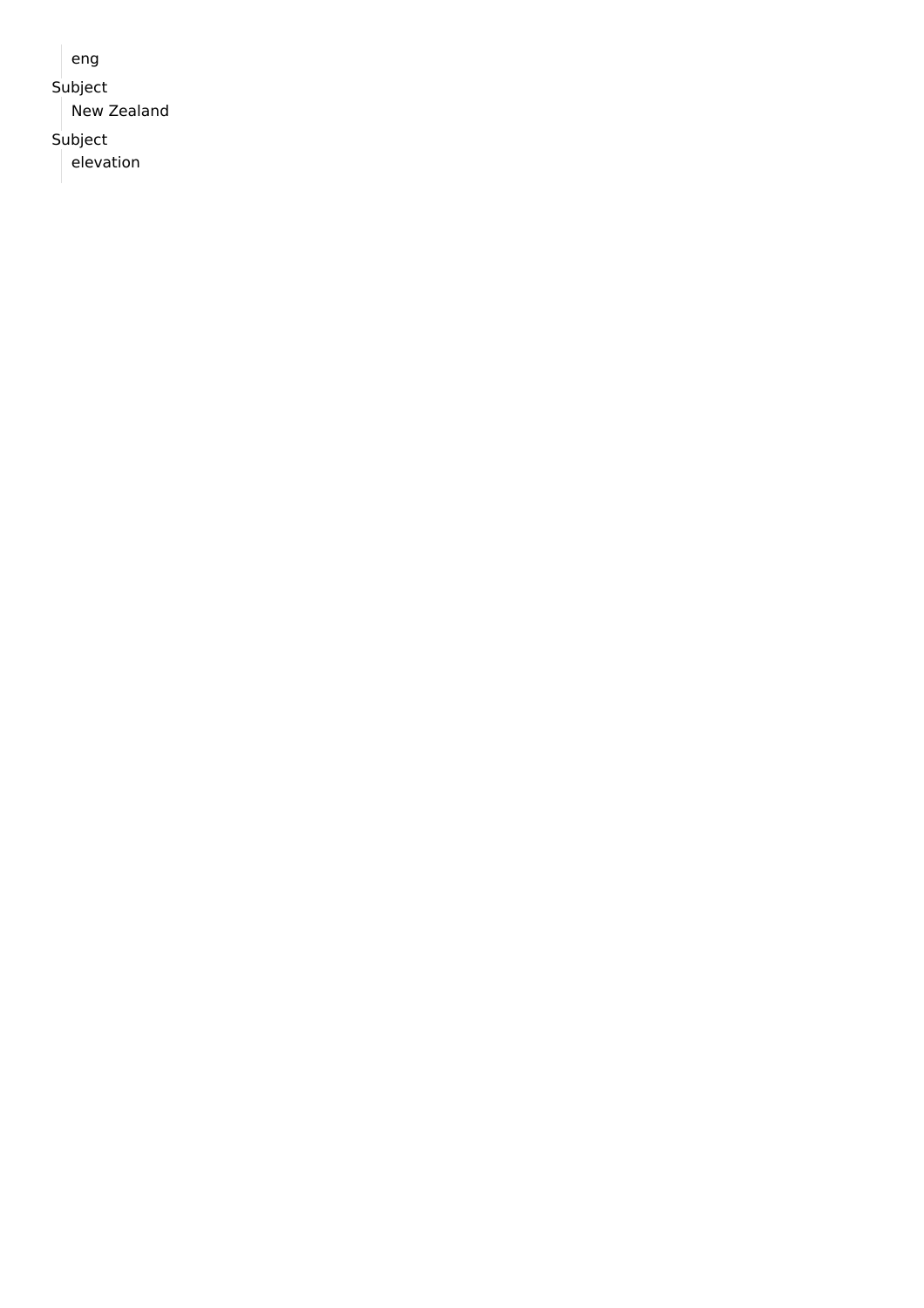eng

Subject

New Zealand

Subject

elevation